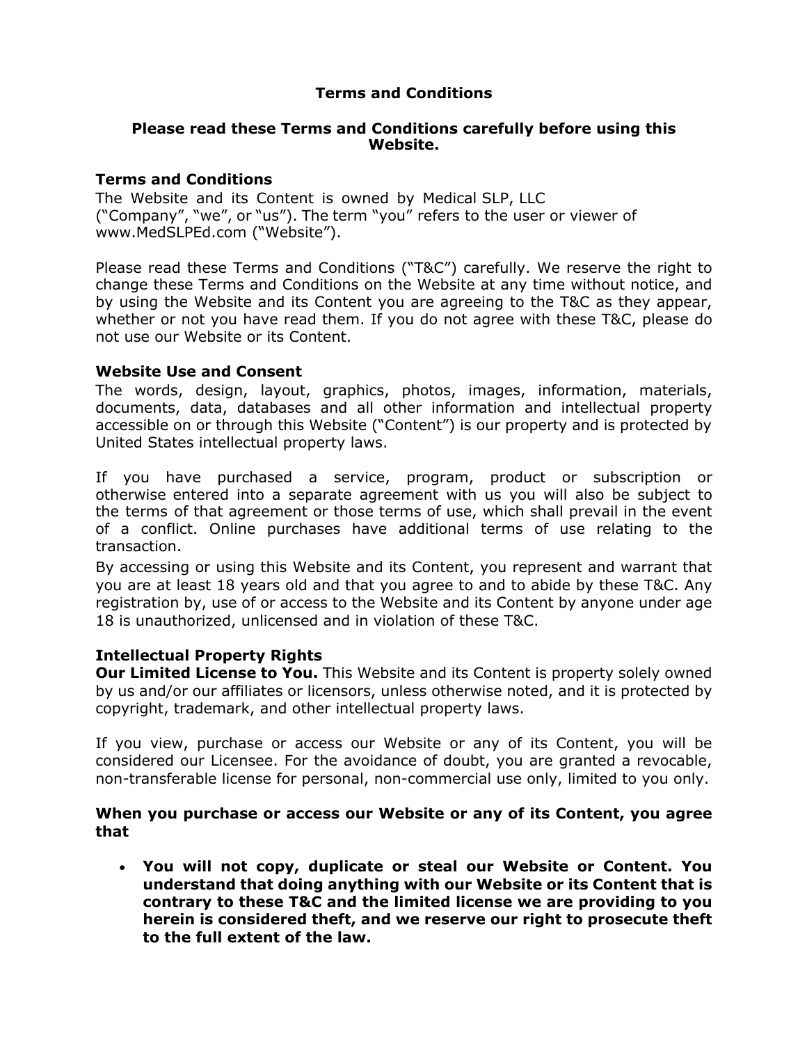# Terms and Conditions

## Please read these Terms and Conditions carefully before using this Website.

### Terms and Conditions

The Website and its Content is owned by Medical SLP, LLC (“Company”, “we”, or “us”). The term “you” refers to the user or viewer of www.MedSLPEd.com (“Website”).

Please read these Terms and Conditions (“T&C”) carefully. We reserve the right to change these Terms and Conditions on the Website at any time without notice, and by using the Website and its Content you are agreeing to the T&C as they appear, whether or not you have read them. If you do not agree with these T&C, please do not use our Website or its Content.

### Website Use and Consent

The words, design, layout, graphics, photos, images, information, materials, documents, data, databases and all other information and intellectual property accessible on or through this Website (“Content”) is our property and is protected by United States intellectual property laws.

If you have purchased a service, program, product or subscription or otherwise entered into a separate agreement with us you will also be subject to the terms of that agreement or those terms of use, which shall prevail in the event of a conflict. Online purchases have additional terms of use relating to the transaction.

By accessing or using this Website and its Content, you represent and warrant that you are at least 18 years old and that you agree to and to abide by these T&C. Any registration by, use of or access to the Website and its Content by anyone under age 18 is unauthorized, unlicensed and in violation of these T&C.

### Intellectual Property Rights

**Our Limited License to You.** This Website and its Content is property solely owned by us and/or our affiliates or licensors, unless otherwise noted, and it is protected by copyright, trademark, and other intellectual property laws.

If you view, purchase or access our Website or any of its Content, you will be considered our Licensee. For the avoidance of doubt, you are granted a revocable, non-transferable license for personal, non-commercial use only, limited to you only.

**When you purchase or access our Website or any of its Content, you agree that**

- **You will not copy, duplicate or steal our Website or Content. You understand that doing anything with our Website or its Content that is contrary to these T&C and the limited license we are providing to you herein is considered theft, and we reserve our right to prosecute theft to the full extent of the law.**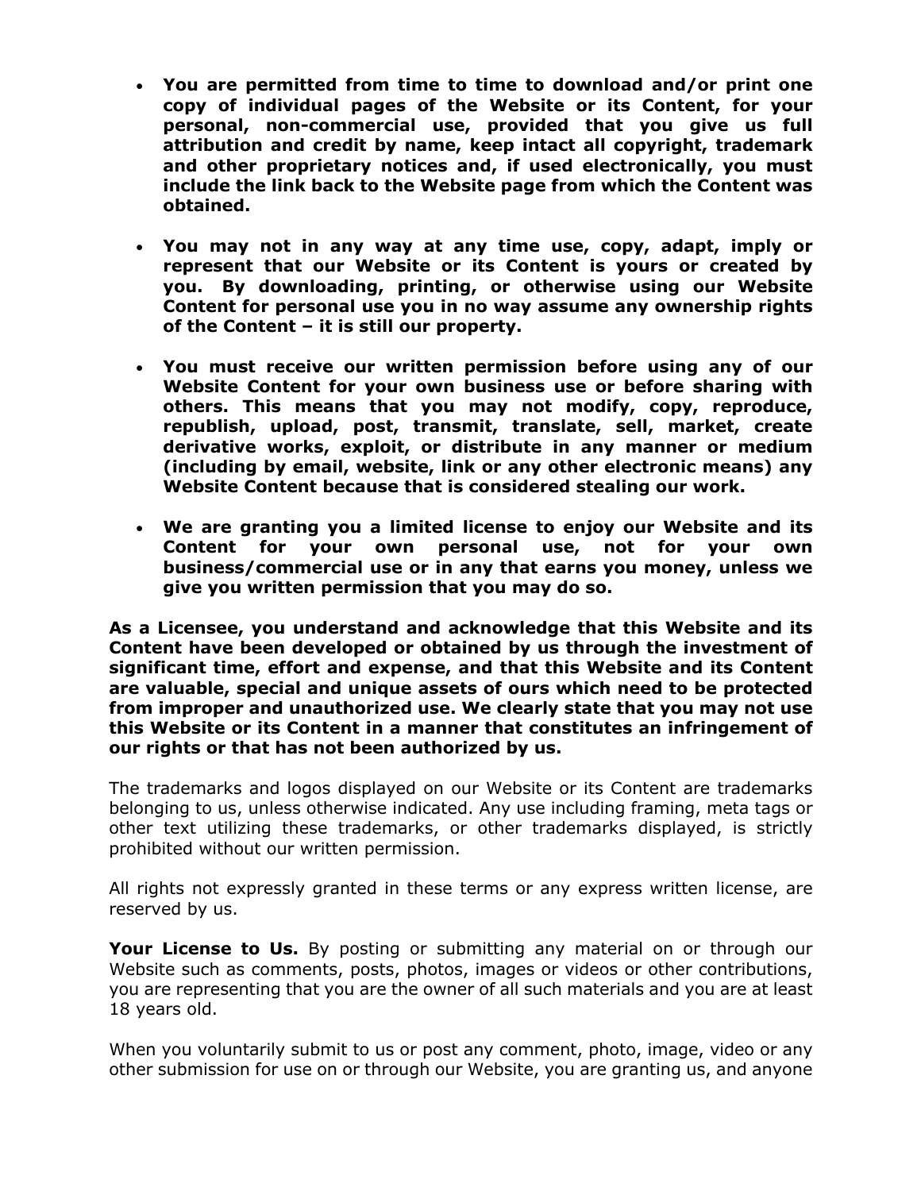- **You are permitted from time to time to download and/or print one copy of individual pages of the Website or its Content, for your personal, non-commercial use, provided that you give us full attribution and credit by name, keep intact all copyright, trademark and other proprietary notices and, if used electronically, you must include the link back to the Website page from which the Content was obtained.**

- **You may not in any way at any time use, copy, adapt, imply or represent that our Website or its Content is yours or created by you. By downloading, printing, or otherwise using our Website Content for personal use you in no way assume any ownership rights of the Content – it is still our property.**

- **You must receive our written permission before using any of our Website Content for your own business use or before sharing with others. This means that you may not modify, copy, reproduce, republish, upload, post, transmit, translate, sell, market, create derivative works, exploit, or distribute in any manner or medium (including by email, website, link or any other electronic means) any Website Content because that is considered stealing our work.**

- **We are granting you a limited license to enjoy our Website and its Content for your own personal use, not for your own business/commercial use or in any that earns you money, unless we give you written permission that you may do so.**

**As a Licensee, you understand and acknowledge that this Website and its Content have been developed or obtained by us through the investment of significant time, effort and expense, and that this Website and its Content are valuable, special and unique assets of ours which need to be protected from improper and unauthorized use. We clearly state that you may not use this Website or its Content in a manner that constitutes an infringement of our rights or that has not been authorized by us.**

The trademarks and logos displayed on our Website or its Content are trademarks belonging to us, unless otherwise indicated. Any use including framing, meta tags or other text utilizing these trademarks, or other trademarks displayed, is strictly prohibited without our written permission.

All rights not expressly granted in these terms or any express written license, are reserved by us.

**Your License to Us.** By posting or submitting any material on or through our Website such as comments, posts, photos, images or videos or other contributions, you are representing that you are the owner of all such materials and you are at least 18 years old.

When you voluntarily submit to us or post any comment, photo, image, video or any other submission for use on or through our Website, you are granting us, and anyone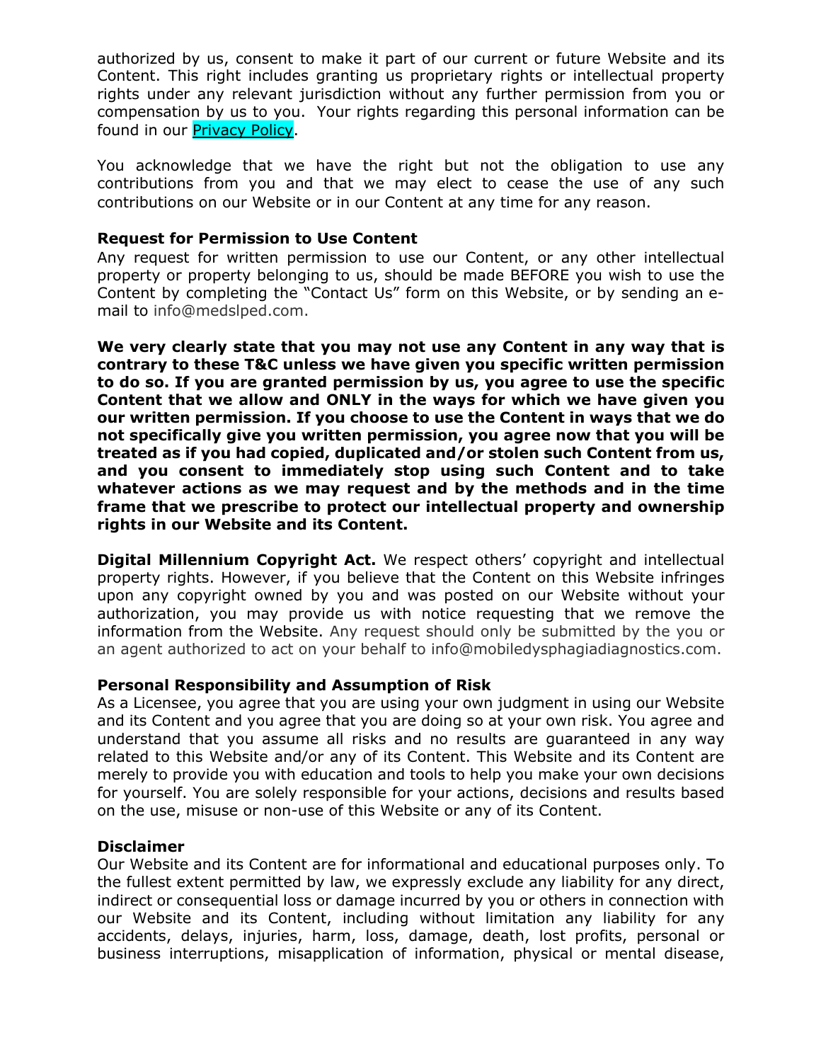authorized by us, consent to make it part of our current or future Website and its Content. This right includes granting us proprietary rights or intellectual property rights under any relevant jurisdiction without any further permission from you or compensation by us to you. Your rights regarding this personal information can be found in our Privacy Policy.

You acknowledge that we have the right but not the obligation to use any contributions from you and that we may elect to cease the use of any such contributions on our Website or in our Content at any time for any reason.

**Request for Permission to Use Content**
Any request for written permission to use our Content, or any other intellectual property or property belonging to us, should be made BEFORE you wish to use the Content by completing the "Contact Us" form on this Website, or by sending an e-mail to info@medslped.com.

**We very clearly state that you may not use any Content in any way that is contrary to these T&C unless we have given you specific written permission to do so. If you are granted permission by us, you agree to use the specific Content that we allow and ONLY in the ways for which we have given you our written permission. If you choose to use the Content in ways that we do not specifically give you written permission, you agree now that you will be treated as if you had copied, duplicated and/or stolen such Content from us, and you consent to immediately stop using such Content and to take whatever actions as we may request and by the methods and in the time frame that we prescribe to protect our intellectual property and ownership rights in our Website and its Content.**

**Digital Millennium Copyright Act.** We respect others' copyright and intellectual property rights. However, if you believe that the Content on this Website infringes upon any copyright owned by you and was posted on our Website without your authorization, you may provide us with notice requesting that we remove the information from the Website. Any request should only be submitted by the you or an agent authorized to act on your behalf to info@mobiledysphagiadiagnostics.com.

**Personal Responsibility and Assumption of Risk**
As a Licensee, you agree that you are using your own judgment in using our Website and its Content and you agree that you are doing so at your own risk. You agree and understand that you assume all risks and no results are guaranteed in any way related to this Website and/or any of its Content. This Website and its Content are merely to provide you with education and tools to help you make your own decisions for yourself. You are solely responsible for your actions, decisions and results based on the use, misuse or non-use of this Website or any of its Content.

**Disclaimer**
Our Website and its Content are for informational and educational purposes only. To the fullest extent permitted by law, we expressly exclude any liability for any direct, indirect or consequential loss or damage incurred by you or others in connection with our Website and its Content, including without limitation any liability for any accidents, delays, injuries, harm, loss, damage, death, lost profits, personal or business interruptions, misapplication of information, physical or mental disease,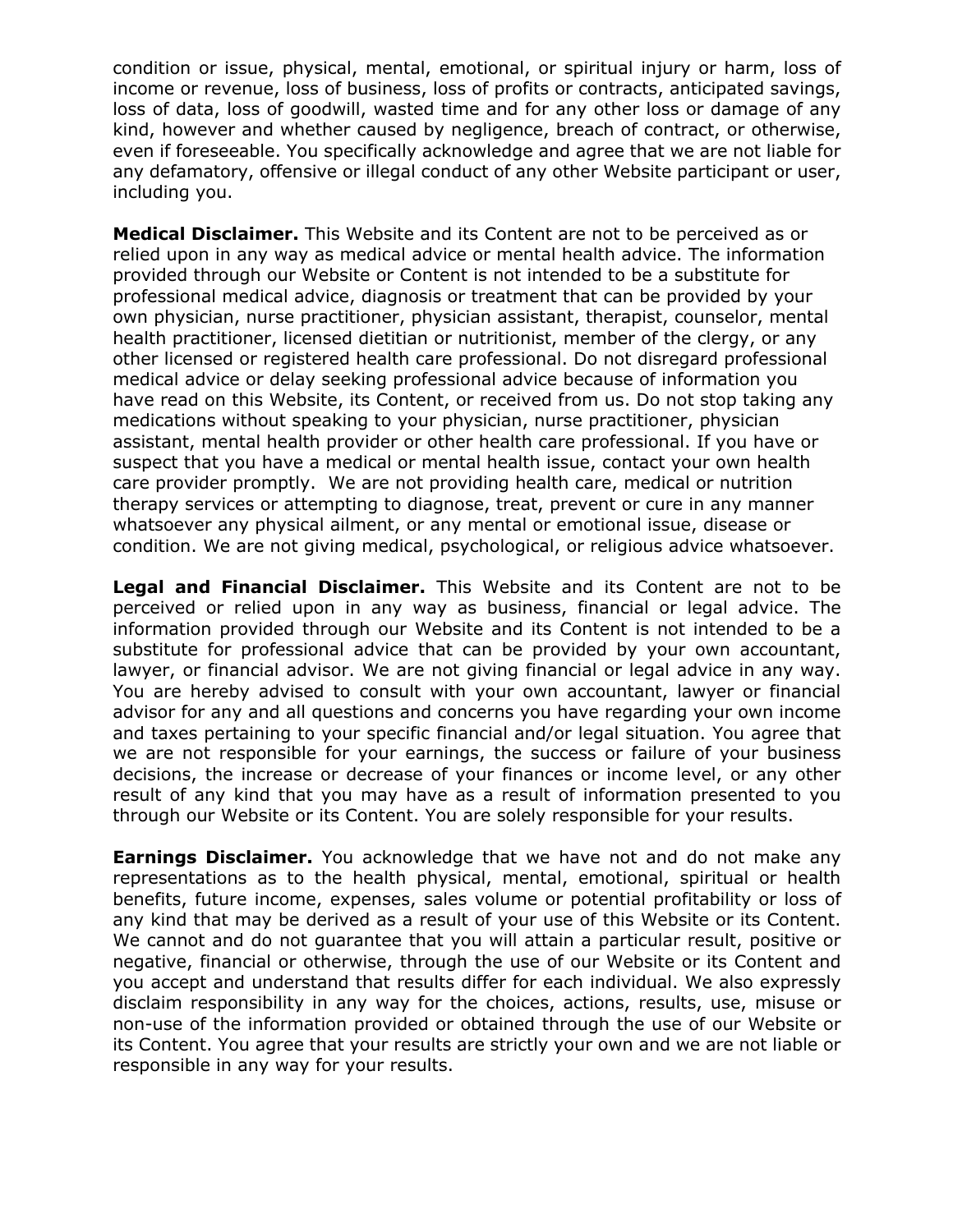condition or issue, physical, mental, emotional, or spiritual injury or harm, loss of income or revenue, loss of business, loss of profits or contracts, anticipated savings, loss of data, loss of goodwill, wasted time and for any other loss or damage of any kind, however and whether caused by negligence, breach of contract, or otherwise, even if foreseeable. You specifically acknowledge and agree that we are not liable for any defamatory, offensive or illegal conduct of any other Website participant or user, including you.

**Medical Disclaimer.** This Website and its Content are not to be perceived as or relied upon in any way as medical advice or mental health advice. The information provided through our Website or Content is not intended to be a substitute for professional medical advice, diagnosis or treatment that can be provided by your own physician, nurse practitioner, physician assistant, therapist, counselor, mental health practitioner, licensed dietitian or nutritionist, member of the clergy, or any other licensed or registered health care professional. Do not disregard professional medical advice or delay seeking professional advice because of information you have read on this Website, its Content, or received from us. Do not stop taking any medications without speaking to your physician, nurse practitioner, physician assistant, mental health provider or other health care professional. If you have or suspect that you have a medical or mental health issue, contact your own health care provider promptly. We are not providing health care, medical or nutrition therapy services or attempting to diagnose, treat, prevent or cure in any manner whatsoever any physical ailment, or any mental or emotional issue, disease or condition. We are not giving medical, psychological, or religious advice whatsoever.

**Legal and Financial Disclaimer.** This Website and its Content are not to be perceived or relied upon in any way as business, financial or legal advice. The information provided through our Website and its Content is not intended to be a substitute for professional advice that can be provided by your own accountant, lawyer, or financial advisor. We are not giving financial or legal advice in any way. You are hereby advised to consult with your own accountant, lawyer or financial advisor for any and all questions and concerns you have regarding your own income and taxes pertaining to your specific financial and/or legal situation. You agree that we are not responsible for your earnings, the success or failure of your business decisions, the increase or decrease of your finances or income level, or any other result of any kind that you may have as a result of information presented to you through our Website or its Content. You are solely responsible for your results.

**Earnings Disclaimer.** You acknowledge that we have not and do not make any representations as to the health physical, mental, emotional, spiritual or health benefits, future income, expenses, sales volume or potential profitability or loss of any kind that may be derived as a result of your use of this Website or its Content. We cannot and do not guarantee that you will attain a particular result, positive or negative, financial or otherwise, through the use of our Website or its Content and you accept and understand that results differ for each individual. We also expressly disclaim responsibility in any way for the choices, actions, results, use, misuse or non-use of the information provided or obtained through the use of our Website or its Content. You agree that your results are strictly your own and we are not liable or responsible in any way for your results.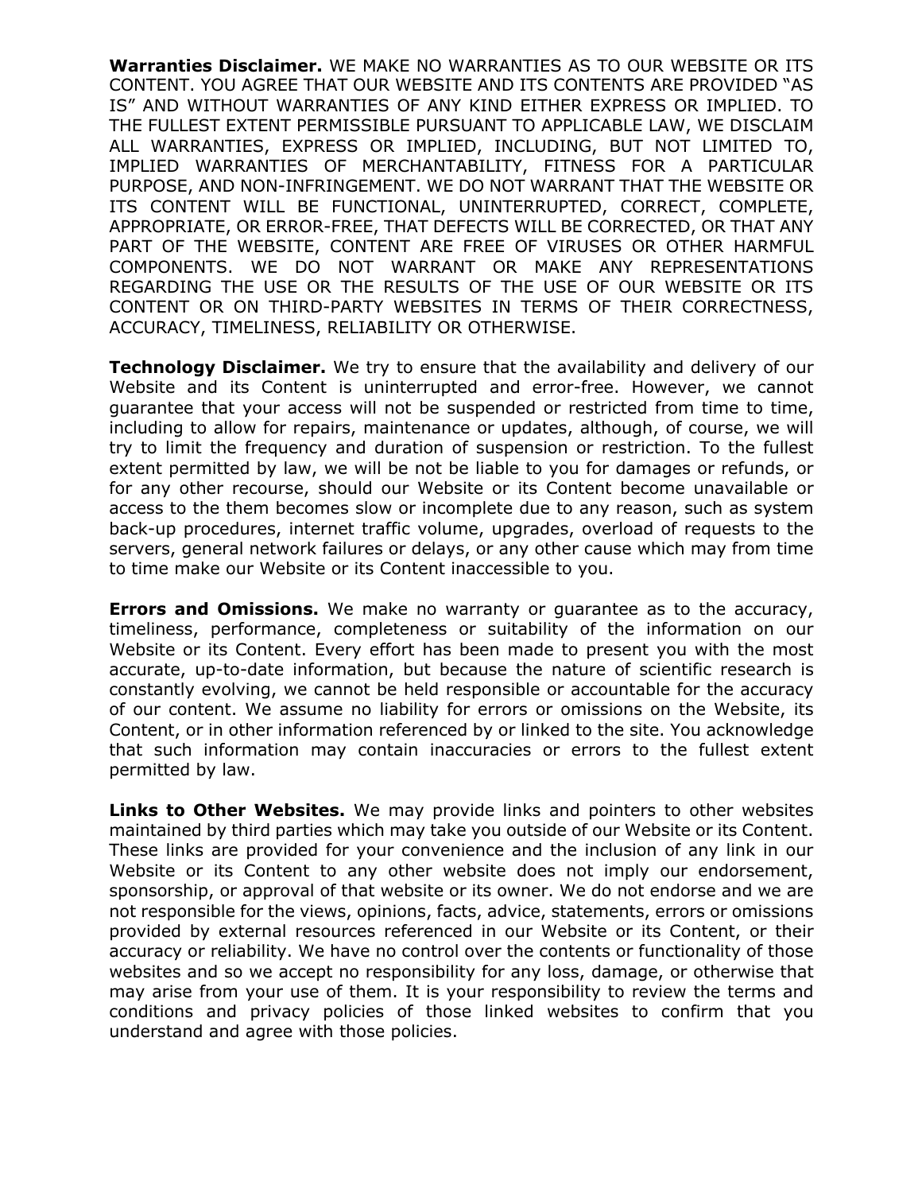**Warranties Disclaimer.** WE MAKE NO WARRANTIES AS TO OUR WEBSITE OR ITS CONTENT. YOU AGREE THAT OUR WEBSITE AND ITS CONTENTS ARE PROVIDED "AS IS" AND WITHOUT WARRANTIES OF ANY KIND EITHER EXPRESS OR IMPLIED. TO THE FULLEST EXTENT PERMISSIBLE PURSUANT TO APPLICABLE LAW, WE DISCLAIM ALL WARRANTIES, EXPRESS OR IMPLIED, INCLUDING, BUT NOT LIMITED TO, IMPLIED WARRANTIES OF MERCHANTABILITY, FITNESS FOR A PARTICULAR PURPOSE, AND NON-INFRINGEMENT. WE DO NOT WARRANT THAT THE WEBSITE OR ITS CONTENT WILL BE FUNCTIONAL, UNINTERRUPTED, CORRECT, COMPLETE, APPROPRIATE, OR ERROR-FREE, THAT DEFECTS WILL BE CORRECTED, OR THAT ANY PART OF THE WEBSITE, CONTENT ARE FREE OF VIRUSES OR OTHER HARMFUL COMPONENTS. WE DO NOT WARRANT OR MAKE ANY REPRESENTATIONS REGARDING THE USE OR THE RESULTS OF THE USE OF OUR WEBSITE OR ITS CONTENT OR ON THIRD-PARTY WEBSITES IN TERMS OF THEIR CORRECTNESS, ACCURACY, TIMELINESS, RELIABILITY OR OTHERWISE.

**Technology Disclaimer.** We try to ensure that the availability and delivery of our Website and its Content is uninterrupted and error-free. However, we cannot guarantee that your access will not be suspended or restricted from time to time, including to allow for repairs, maintenance or updates, although, of course, we will try to limit the frequency and duration of suspension or restriction. To the fullest extent permitted by law, we will be not be liable to you for damages or refunds, or for any other recourse, should our Website or its Content become unavailable or access to the them becomes slow or incomplete due to any reason, such as system back-up procedures, internet traffic volume, upgrades, overload of requests to the servers, general network failures or delays, or any other cause which may from time to time make our Website or its Content inaccessible to you.

**Errors and Omissions.** We make no warranty or guarantee as to the accuracy, timeliness, performance, completeness or suitability of the information on our Website or its Content. Every effort has been made to present you with the most accurate, up-to-date information, but because the nature of scientific research is constantly evolving, we cannot be held responsible or accountable for the accuracy of our content. We assume no liability for errors or omissions on the Website, its Content, or in other information referenced by or linked to the site. You acknowledge that such information may contain inaccuracies or errors to the fullest extent permitted by law.

**Links to Other Websites.** We may provide links and pointers to other websites maintained by third parties which may take you outside of our Website or its Content. These links are provided for your convenience and the inclusion of any link in our Website or its Content to any other website does not imply our endorsement, sponsorship, or approval of that website or its owner. We do not endorse and we are not responsible for the views, opinions, facts, advice, statements, errors or omissions provided by external resources referenced in our Website or its Content, or their accuracy or reliability. We have no control over the contents or functionality of those websites and so we accept no responsibility for any loss, damage, or otherwise that may arise from your use of them. It is your responsibility to review the terms and conditions and privacy policies of those linked websites to confirm that you understand and agree with those policies.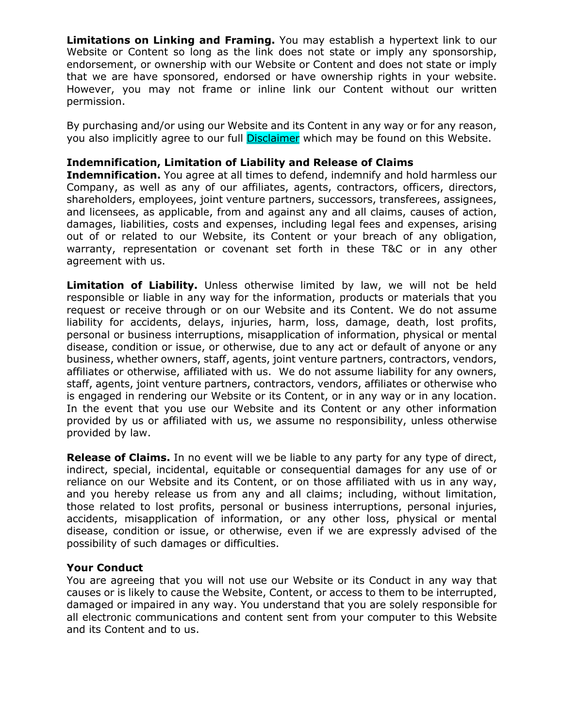**Limitations on Linking and Framing.** You may establish a hypertext link to our Website or Content so long as the link does not state or imply any sponsorship, endorsement, or ownership with our Website or Content and does not state or imply that we are have sponsored, endorsed or have ownership rights in your website. However, you may not frame or inline link our Content without our written permission.

By purchasing and/or using our Website and its Content in any way or for any reason, you also implicitly agree to our full Disclaimer which may be found on this Website.

**Indemnification, Limitation of Liability and Release of Claims**

**Indemnification.** You agree at all times to defend, indemnify and hold harmless our Company, as well as any of our affiliates, agents, contractors, officers, directors, shareholders, employees, joint venture partners, successors, transferees, assignees, and licensees, as applicable, from and against any and all claims, causes of action, damages, liabilities, costs and expenses, including legal fees and expenses, arising out of or related to our Website, its Content or your breach of any obligation, warranty, representation or covenant set forth in these T&C or in any other agreement with us.

**Limitation of Liability.** Unless otherwise limited by law, we will not be held responsible or liable in any way for the information, products or materials that you request or receive through or on our Website and its Content. We do not assume liability for accidents, delays, injuries, harm, loss, damage, death, lost profits, personal or business interruptions, misapplication of information, physical or mental disease, condition or issue, or otherwise, due to any act or default of anyone or any business, whether owners, staff, agents, joint venture partners, contractors, vendors, affiliates or otherwise, affiliated with us. We do not assume liability for any owners, staff, agents, joint venture partners, contractors, vendors, affiliates or otherwise who is engaged in rendering our Website or its Content, or in any way or in any location. In the event that you use our Website and its Content or any other information provided by us or affiliated with us, we assume no responsibility, unless otherwise provided by law.

**Release of Claims.** In no event will we be liable to any party for any type of direct, indirect, special, incidental, equitable or consequential damages for any use of or reliance on our Website and its Content, or on those affiliated with us in any way, and you hereby release us from any and all claims; including, without limitation, those related to lost profits, personal or business interruptions, personal injuries, accidents, misapplication of information, or any other loss, physical or mental disease, condition or issue, or otherwise, even if we are expressly advised of the possibility of such damages or difficulties.

**Your Conduct**

You are agreeing that you will not use our Website or its Conduct in any way that causes or is likely to cause the Website, Content, or access to them to be interrupted, damaged or impaired in any way. You understand that you are solely responsible for all electronic communications and content sent from your computer to this Website and its Content and to us.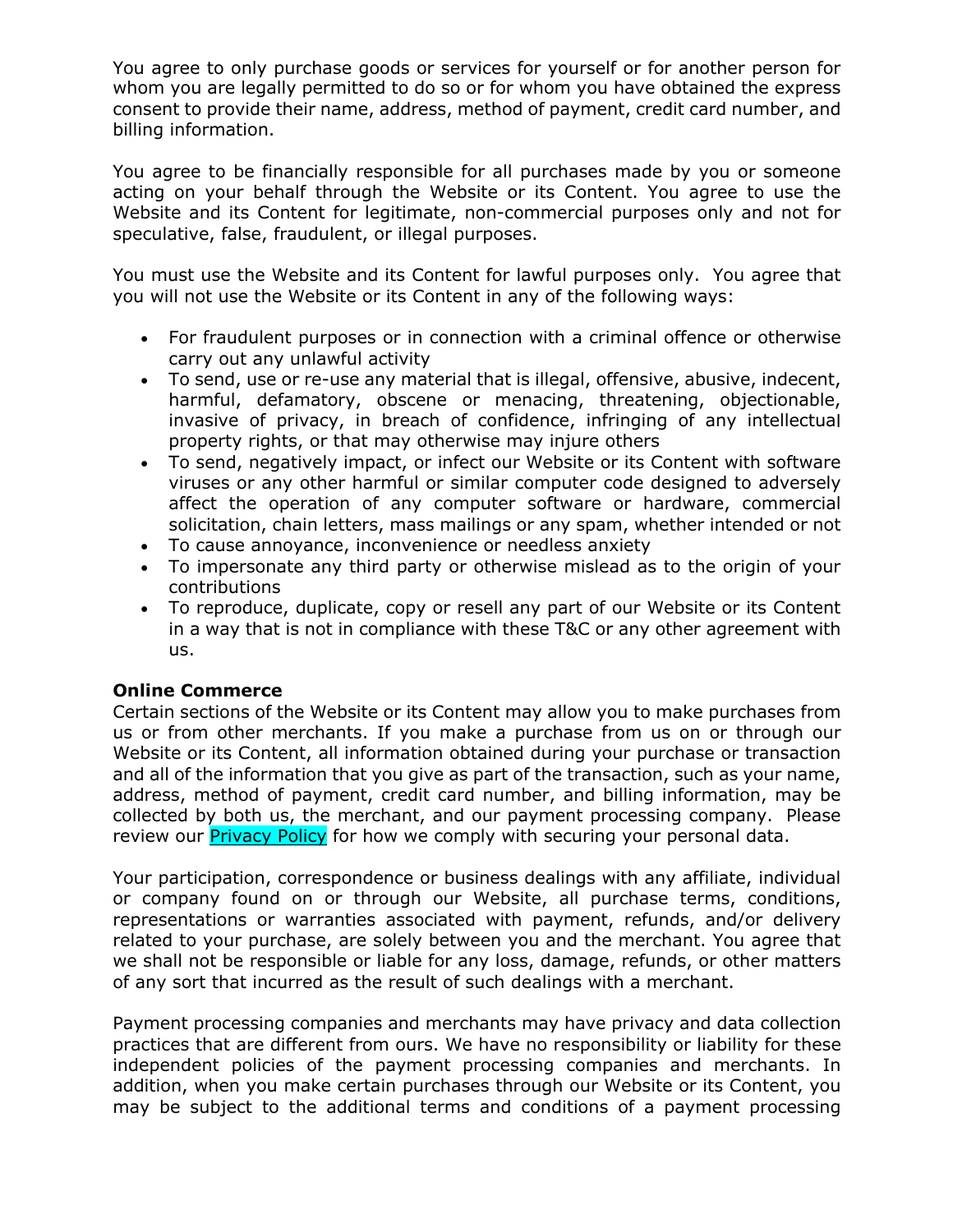You agree to only purchase goods or services for yourself or for another person for whom you are legally permitted to do so or for whom you have obtained the express consent to provide their name, address, method of payment, credit card number, and billing information.

You agree to be financially responsible for all purchases made by you or someone acting on your behalf through the Website or its Content. You agree to use the Website and its Content for legitimate, non-commercial purposes only and not for speculative, false, fraudulent, or illegal purposes.

You must use the Website and its Content for lawful purposes only. You agree that you will not use the Website or its Content in any of the following ways:

- For fraudulent purposes or in connection with a criminal offence or otherwise carry out any unlawful activity
- To send, use or re-use any material that is illegal, offensive, abusive, indecent, harmful, defamatory, obscene or menacing, threatening, objectionable, invasive of privacy, in breach of confidence, infringing of any intellectual property rights, or that may otherwise may injure others
- To send, negatively impact, or infect our Website or its Content with software viruses or any other harmful or similar computer code designed to adversely affect the operation of any computer software or hardware, commercial solicitation, chain letters, mass mailings or any spam, whether intended or not
- To cause annoyance, inconvenience or needless anxiety
- To impersonate any third party or otherwise mislead as to the origin of your contributions
- To reproduce, duplicate, copy or resell any part of our Website or its Content in a way that is not in compliance with these T&C or any other agreement with us.

**Online Commerce**

Certain sections of the Website or its Content may allow you to make purchases from us or from other merchants. If you make a purchase from us on or through our Website or its Content, all information obtained during your purchase or transaction and all of the information that you give as part of the transaction, such as your name, address, method of payment, credit card number, and billing information, may be collected by both us, the merchant, and our payment processing company. Please review our Privacy Policy for how we comply with securing your personal data.

Your participation, correspondence or business dealings with any affiliate, individual or company found on or through our Website, all purchase terms, conditions, representations or warranties associated with payment, refunds, and/or delivery related to your purchase, are solely between you and the merchant. You agree that we shall not be responsible or liable for any loss, damage, refunds, or other matters of any sort that incurred as the result of such dealings with a merchant.

Payment processing companies and merchants may have privacy and data collection practices that are different from ours. We have no responsibility or liability for these independent policies of the payment processing companies and merchants. In addition, when you make certain purchases through our Website or its Content, you may be subject to the additional terms and conditions of a payment processing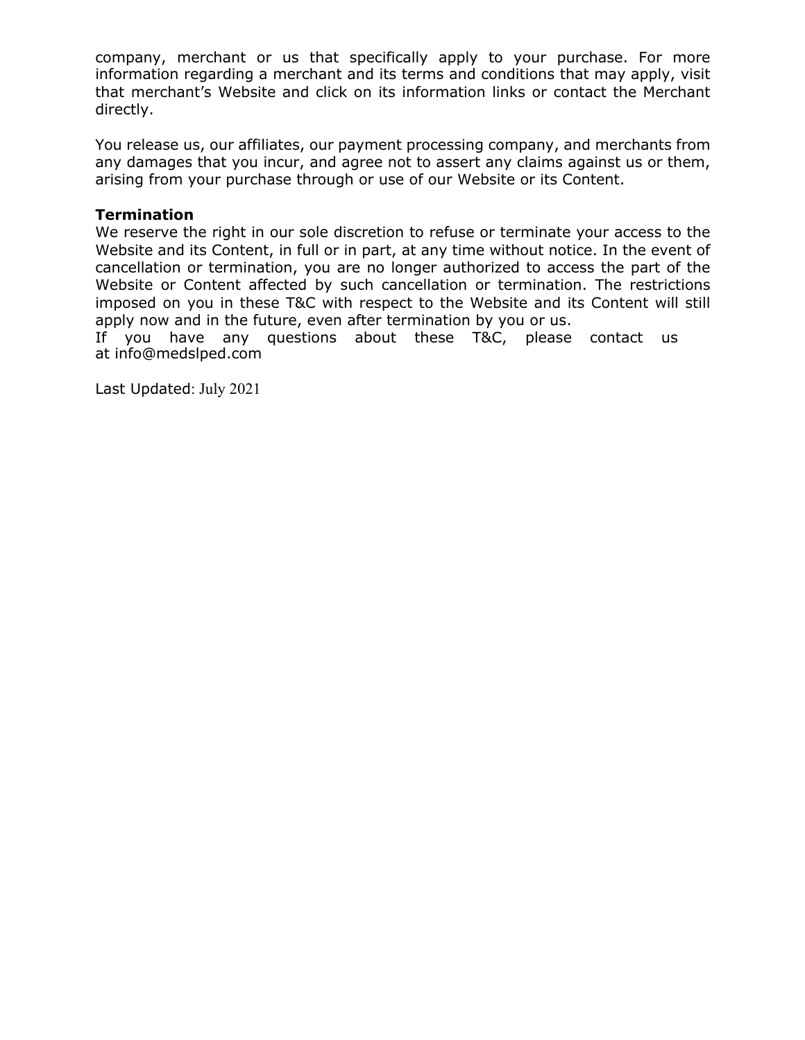company, merchant or us that specifically apply to your purchase. For more information regarding a merchant and its terms and conditions that may apply, visit that merchant's Website and click on its information links or contact the Merchant directly.

You release us, our affiliates, our payment processing company, and merchants from any damages that you incur, and agree not to assert any claims against us or them, arising from your purchase through or use of our Website or its Content.

**Termination**

We reserve the right in our sole discretion to refuse or terminate your access to the Website and its Content, in full or in part, at any time without notice. In the event of cancellation or termination, you are no longer authorized to access the part of the Website or Content affected by such cancellation or termination. The restrictions imposed on you in these T&C with respect to the Website and its Content will still apply now and in the future, even after termination by you or us.

If you have any questions about these T&C, please contact us at info@medslped.com

Last Updated: July 2021